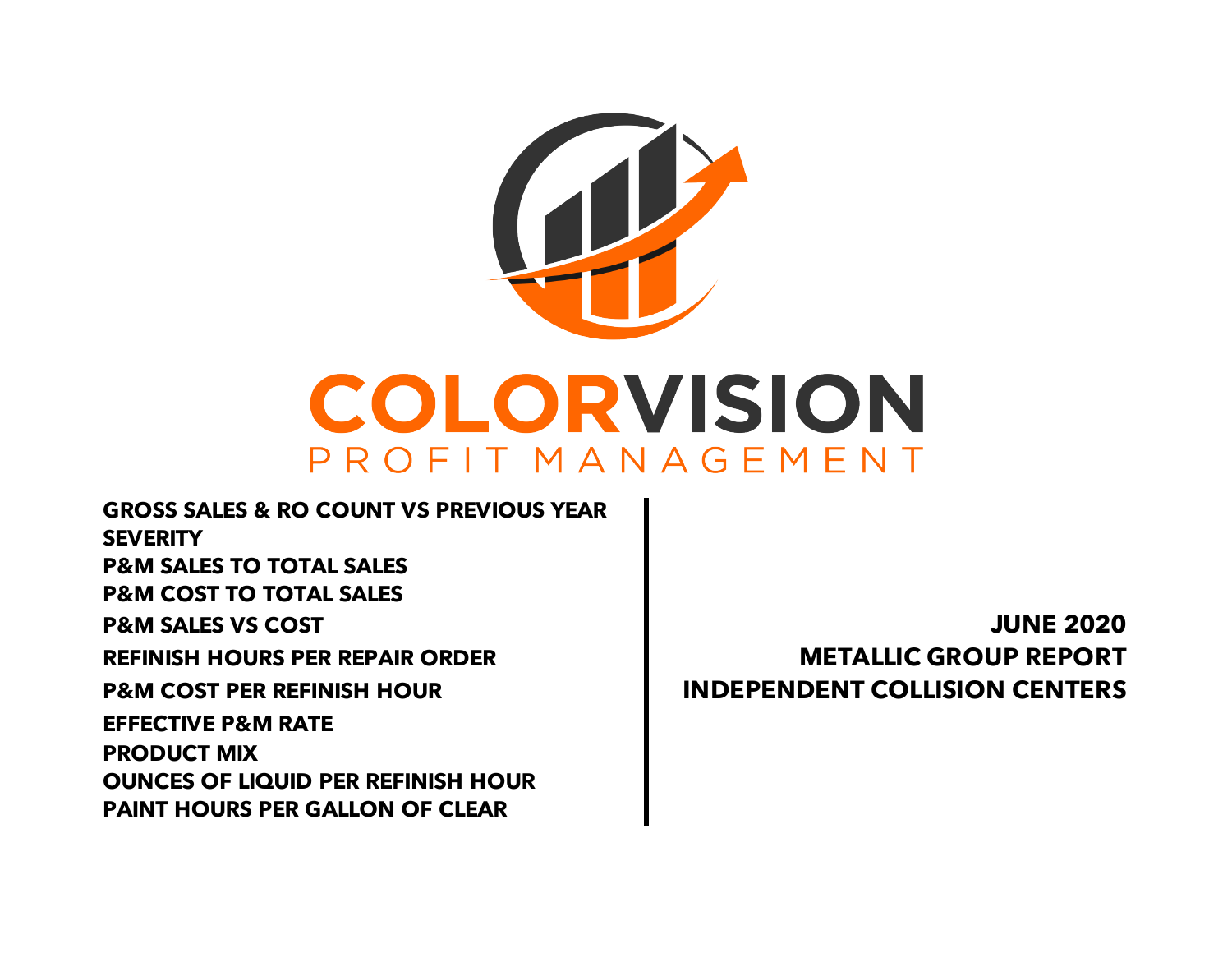# COLORVISION

PROFIT MANAGEMENT

**GROSS SALES & RO COUNT VS PREVIOUS YEAR**
**SEVERITY**
**P&M SALES TO TOTAL SALES**
**P&M COST TO TOTAL SALES**
**P&M SALES VS COST**
**REFINISH HOURS PER REPAIR ORDER**
**P&M COST PER REFINISH HOUR**
**EFFECTIVE P&M RATE**
**PRODUCT MIX**
**OUNCES OF LIQUID PER REFINISH HOUR**
**PAINT HOURS PER GALLON OF CLEAR**

**JUNE 2020**
**METALLIC GROUP REPORT**
**INDEPENDENT COLLISION CENTERS**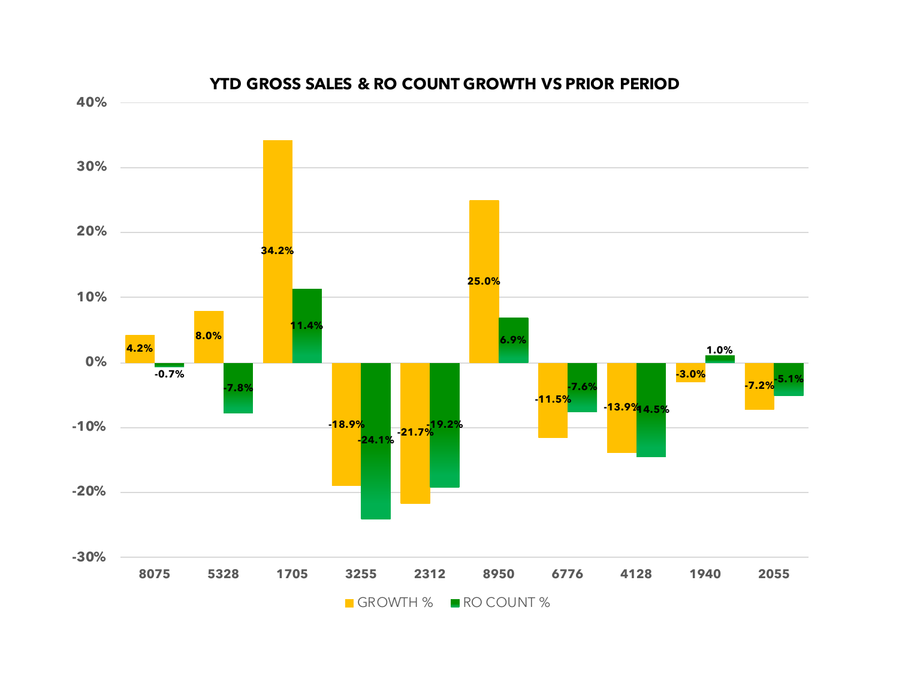## YTD GROSS SALES & RO COUNT GROWTH VS PRIOR PERIOD

| Store | GROWTH % | RO COUNT % |
|---|---|---|
| 8075 | 4.2% | -0.7% |
| 5328 | 8.0% | -7.8% |
| 1705 | 34.2% | 11.4% |
| 3255 | -18.9% | -24.1% |
| 2312 | -21.7% | -19.2% |
| 8950 | 25.0% | 6.9% |
| 6776 | -11.5% | -7.6% |
| 4128 | -13.9% | -14.5% |
| 1940 | -3.0% | 1.0% |
| 2055 | -7.2% | -5.1% |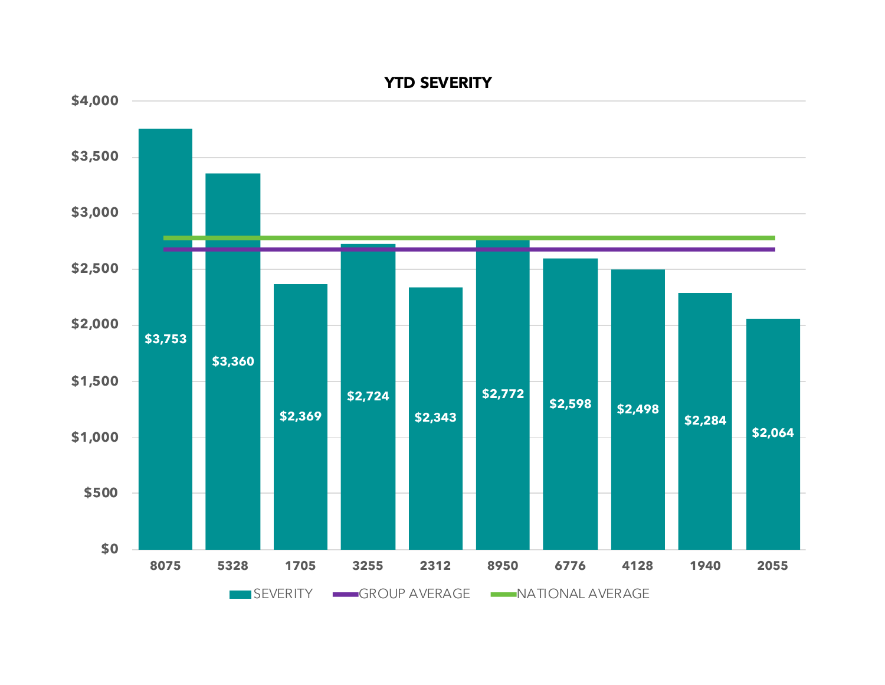**YTD SEVERITY**

| | 8075 | 5328 | 1705 | 3255 | 2312 | 8950 | 6776 | 4128 | 1940 | 2055 |
|---|---|---|---|---|---|---|---|---|---|---|
| SEVERITY | $3,753 | $3,360 | $2,369 | $2,724 | $2,343 | $2,772 | $2,598 | $2,498 | $2,284 | $2,064 |

Legend: SEVERITY, GROUP AVERAGE, NATIONAL AVERAGE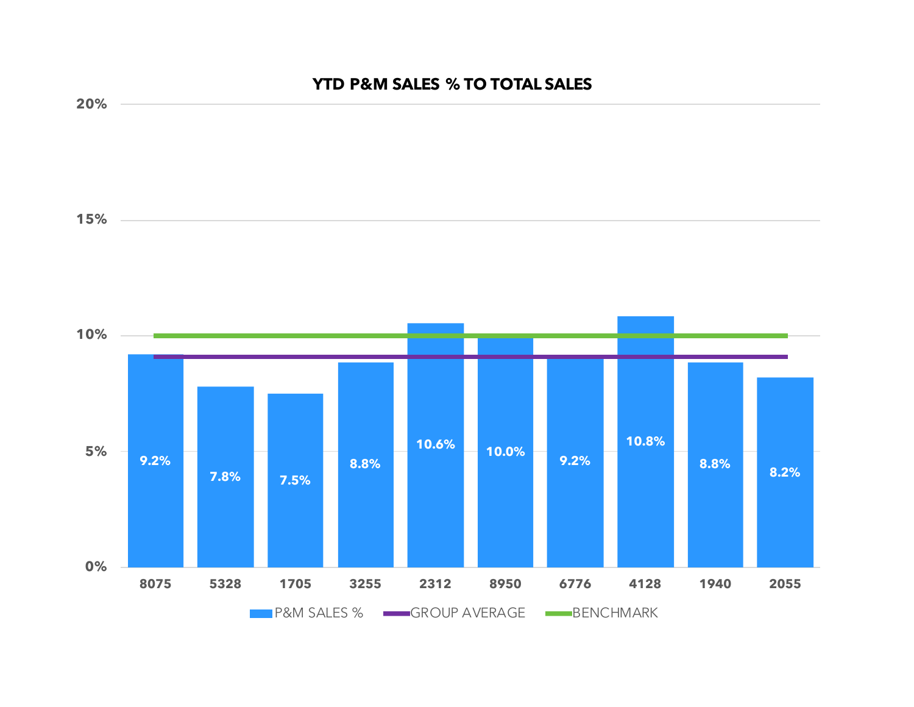## YTD P&M SALES % TO TOTAL SALES

| Store | P&M SALES % |
|---|---|
| 8075 | 9.2% |
| 5328 | 7.8% |
| 1705 | 7.5% |
| 3255 | 8.8% |
| 2312 | 10.6% |
| 8950 | 10.0% |
| 6776 | 9.2% |
| 4128 | 10.8% |
| 1940 | 8.8% |
| 2055 | 8.2% |

P&M SALES % — GROUP AVERAGE — BENCHMARK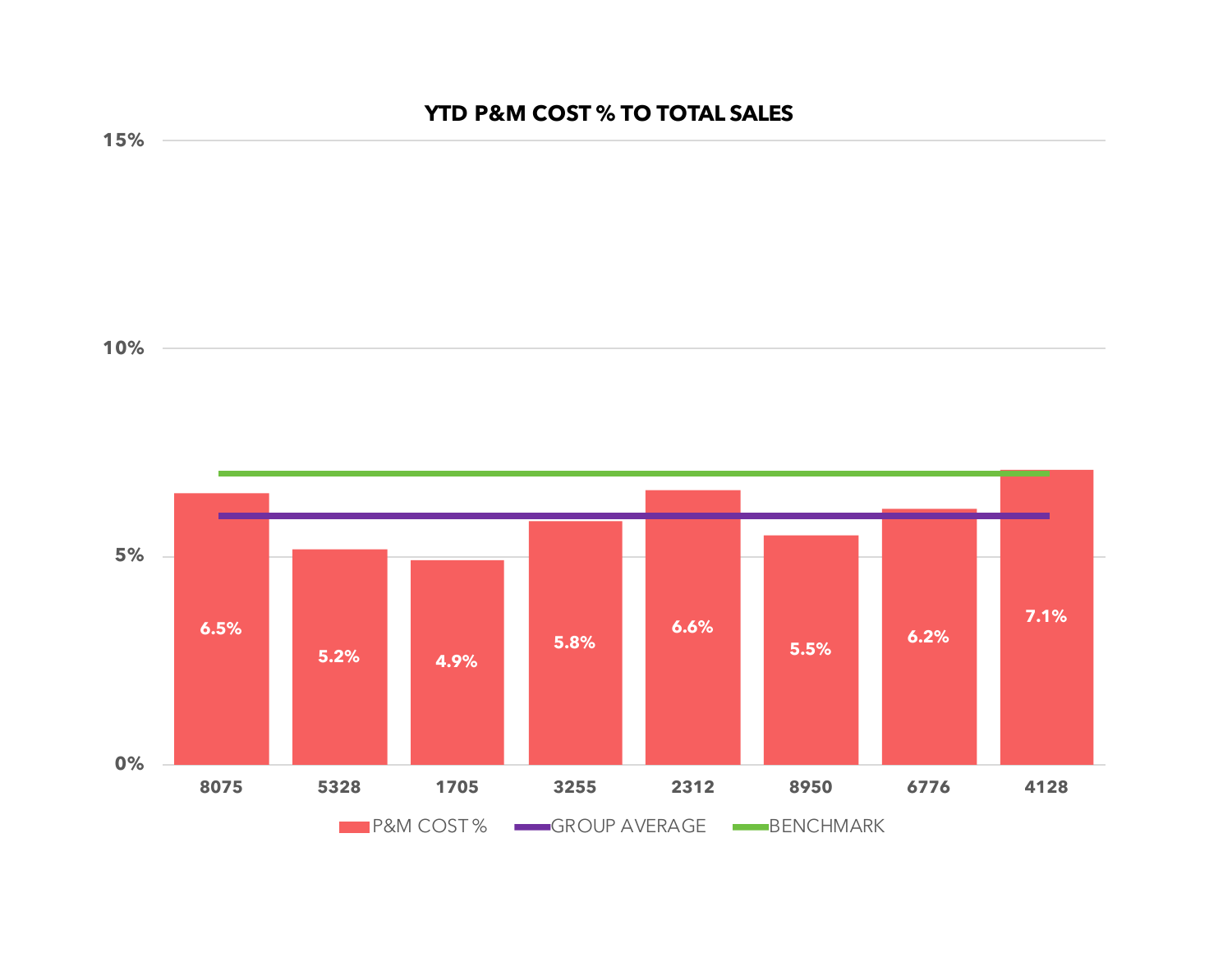**YTD P&M COST % TO TOTAL SALES**

| Store | P&M COST % |
|---|---|
| 8075 | 6.5% |
| 5328 | 5.2% |
| 1705 | 4.9% |
| 3255 | 5.8% |
| 2312 | 6.6% |
| 8950 | 5.5% |
| 6776 | 6.2% |
| 4128 | 7.1% |

Legend: P&M COST %, GROUP AVERAGE, BENCHMARK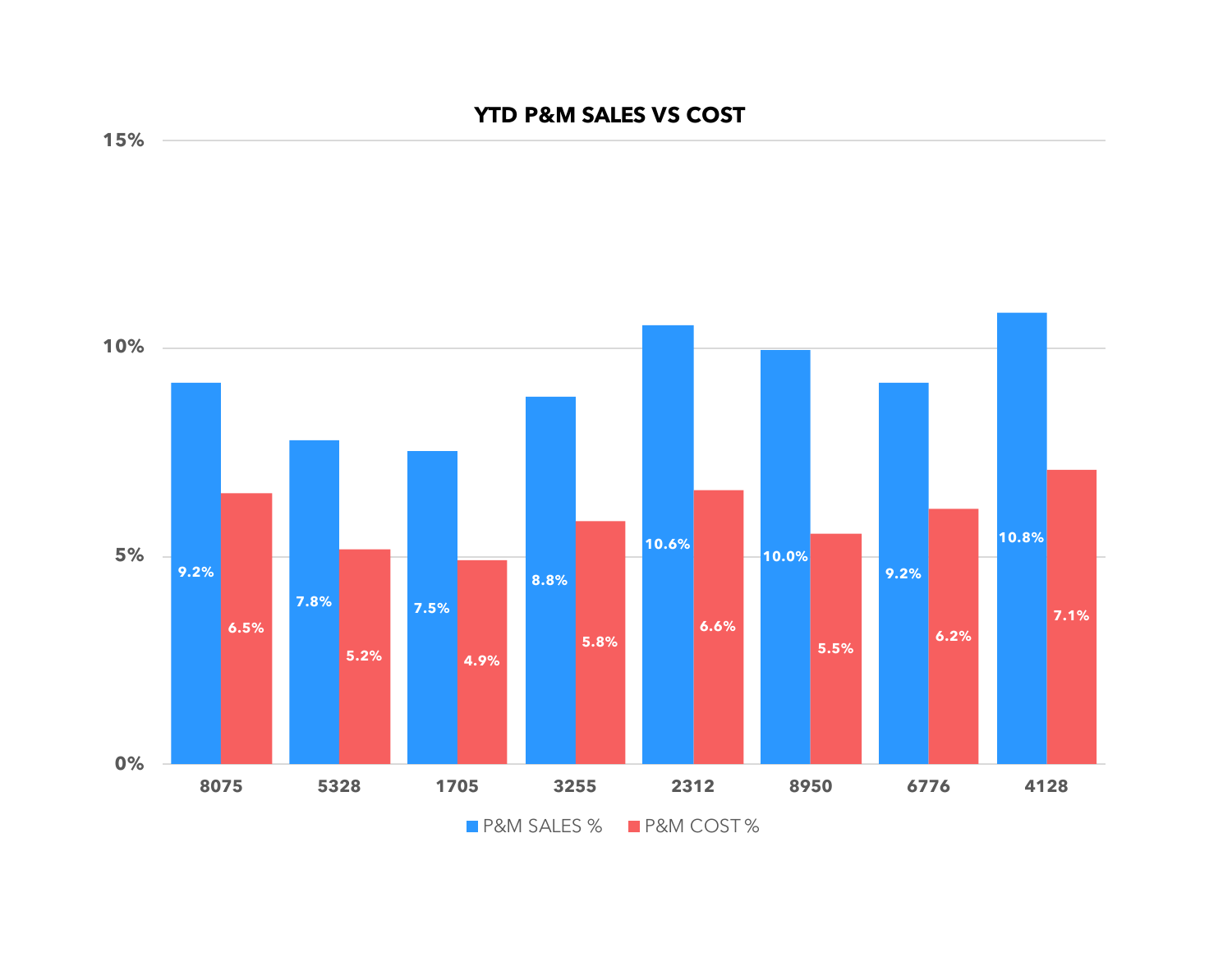## YTD P&M SALES VS COST

| Store | P&M SALES % | P&M COST % |
| --- | --- | --- |
| 8075 | 9.2% | 6.5% |
| 5328 | 7.8% | 5.2% |
| 1705 | 7.5% | 4.9% |
| 3255 | 8.8% | 5.8% |
| 2312 | 10.6% | 6.6% |
| 8950 | 10.0% | 5.5% |
| 6776 | 9.2% | 6.2% |
| 4128 | 10.8% | 7.1% |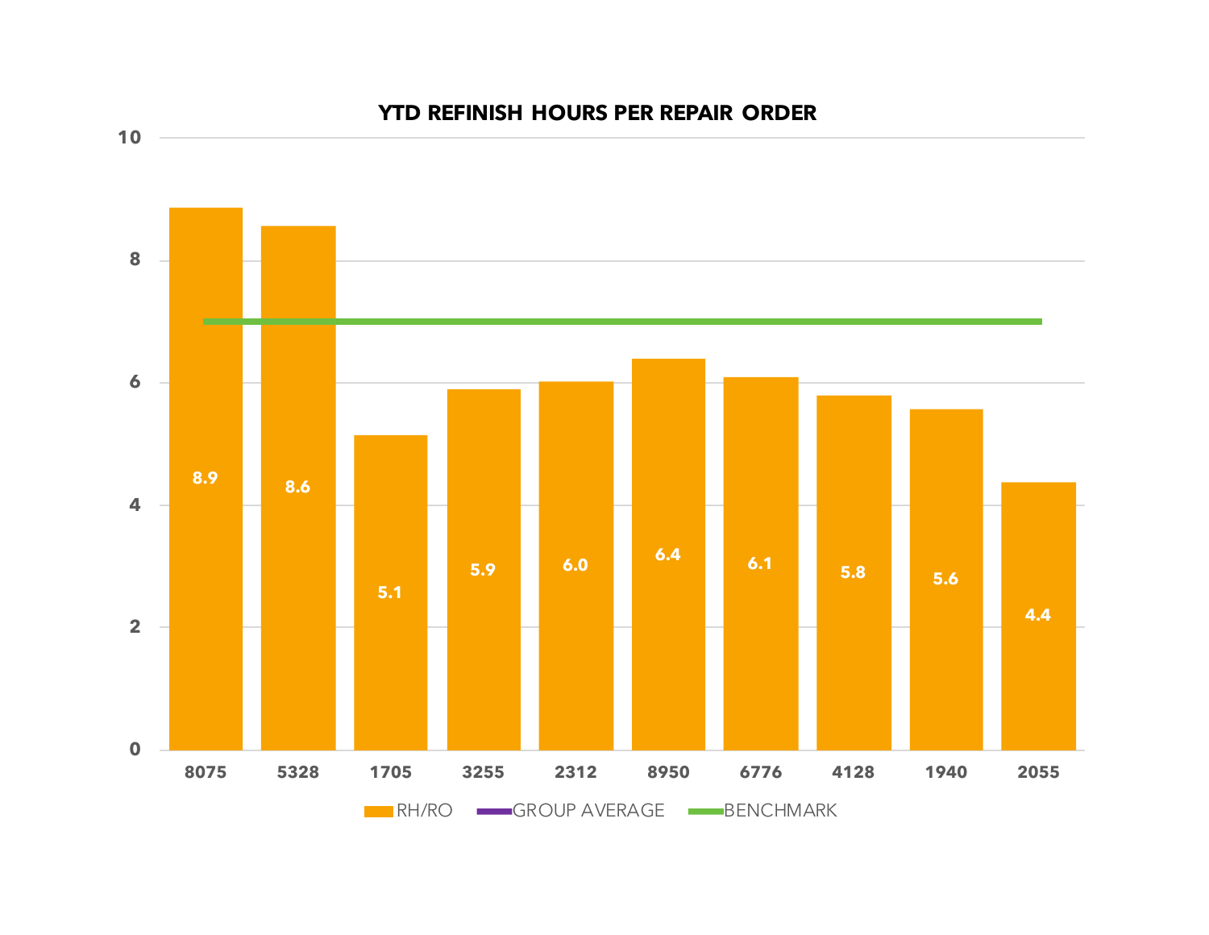## YTD REFINISH HOURS PER REPAIR ORDER

| Shop | RH/RO |
|---|---|
| 8075 | 8.9 |
| 5328 | 8.6 |
| 1705 | 5.1 |
| 3255 | 5.9 |
| 2312 | 6.0 |
| 8950 | 6.4 |
| 6776 | 6.1 |
| 4128 | 5.8 |
| 1940 | 5.6 |
| 2055 | 4.4 |

Legend: RH/RO, GROUP AVERAGE, BENCHMARK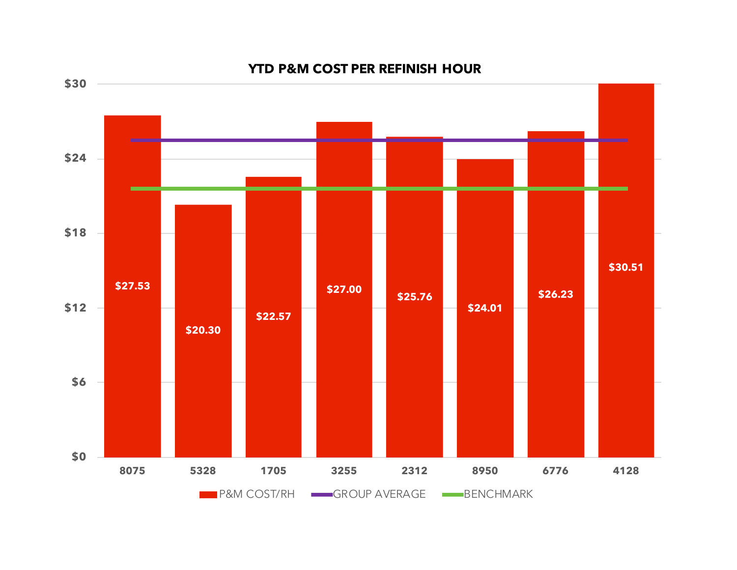## YTD P&M COST PER REFINISH HOUR

| Shop | P&M COST/RH |
|---|---|
| 8075 | $27.53 |
| 5328 | $20.30 |
| 1705 | $22.57 |
| 3255 | $27.00 |
| 2312 | $25.76 |
| 8950 | $24.01 |
| 6776 | $26.23 |
| 4128 | $30.51 |

Legend: P&M COST/RH, GROUP AVERAGE, BENCHMARK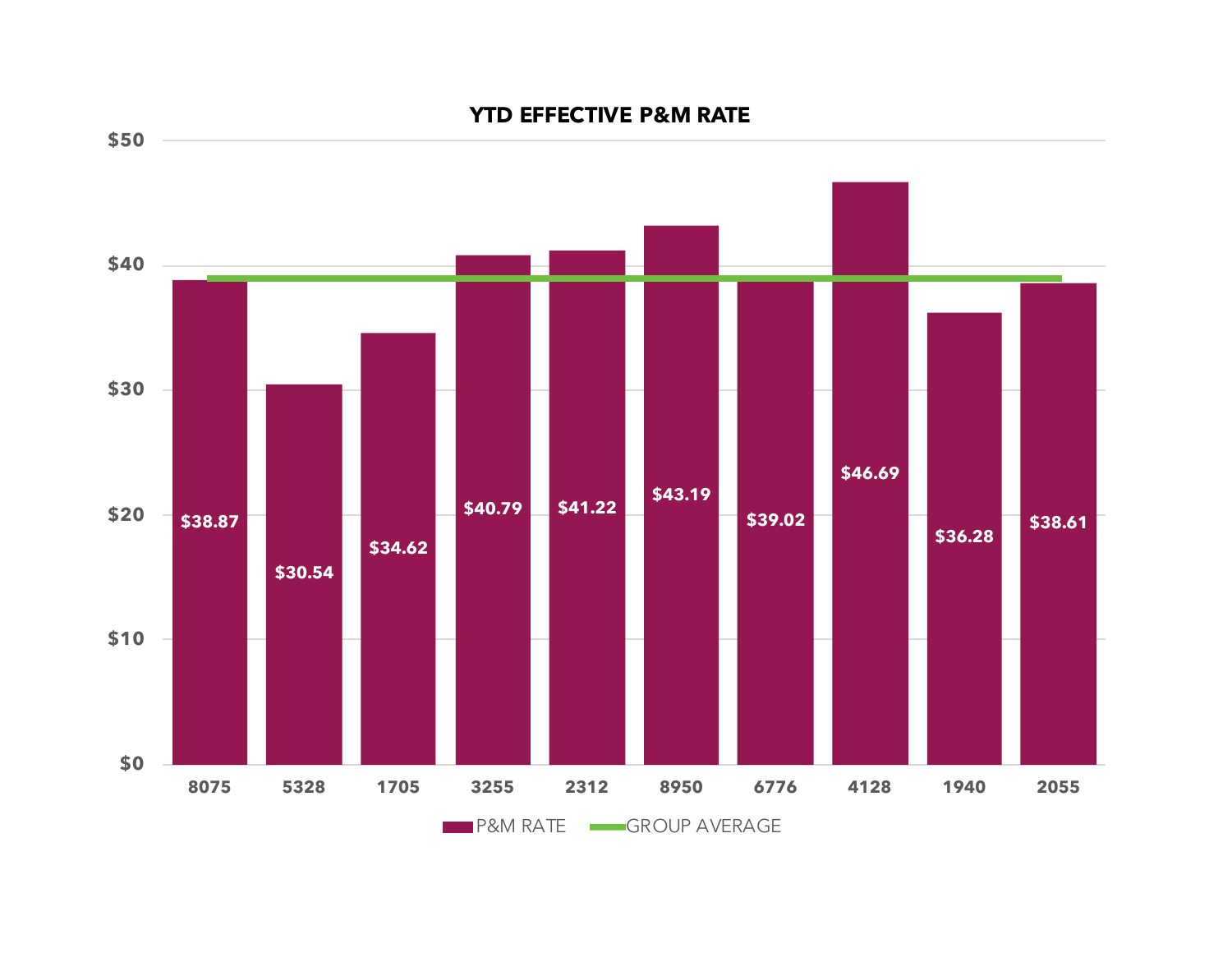## YTD EFFECTIVE P&M RATE

| | P&M RATE |
|---|---|
| 8075 | $38.87 |
| 5328 | $30.54 |
| 1705 | $34.62 |
| 3255 | $40.79 |
| 2312 | $41.22 |
| 8950 | $43.19 |
| 6776 | $39.02 |
| 4128 | $46.69 |
| 1940 | $36.28 |
| 2055 | $38.61 |

P&M RATE | GROUP AVERAGE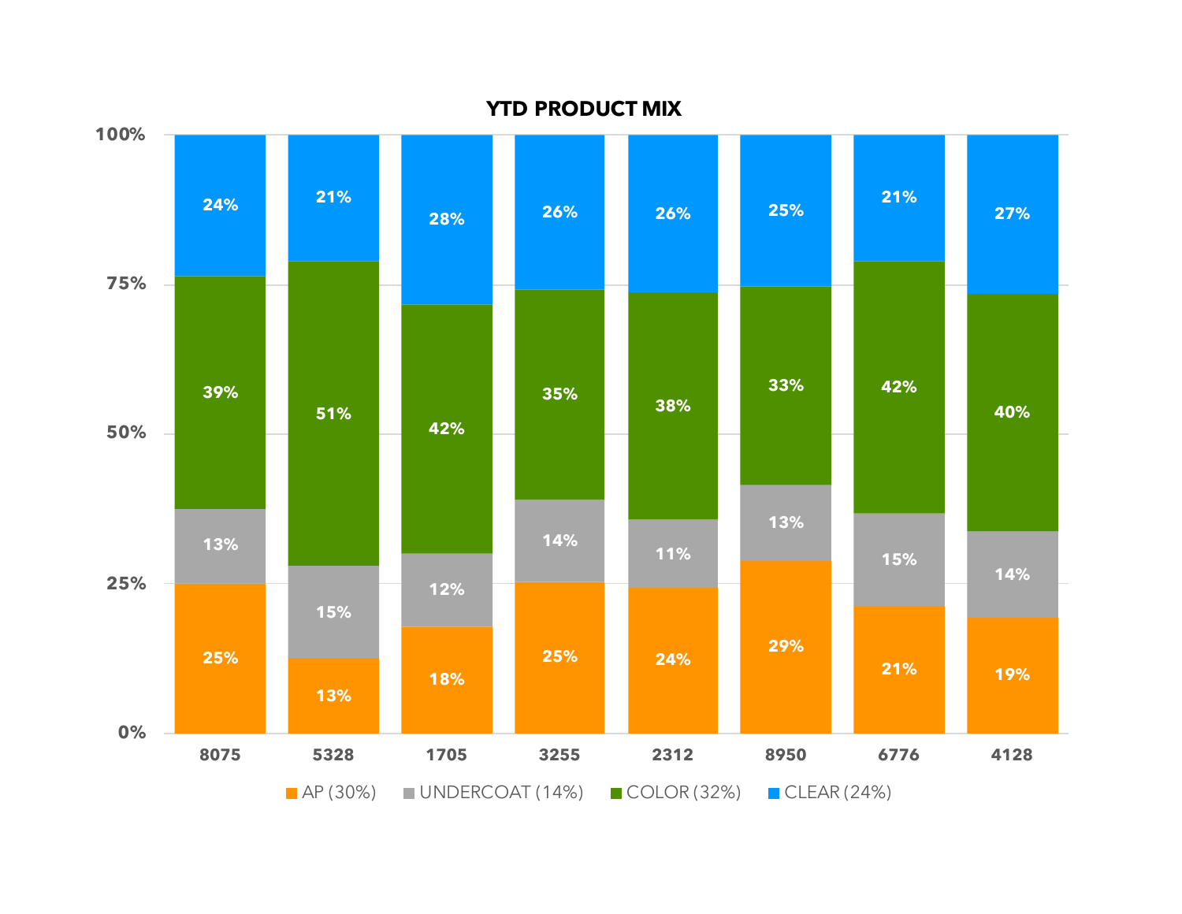## YTD PRODUCT MIX

| | 8075 | 5328 | 1705 | 3255 | 2312 | 8950 | 6776 | 4128 |
|---|---|---|---|---|---|---|---|---|
| CLEAR (24%) | 24% | 21% | 28% | 26% | 26% | 25% | 21% | 27% |
| COLOR (32%) | 39% | 51% | 42% | 35% | 38% | 33% | 42% | 40% |
| UNDERCOAT (14%) | 13% | 15% | 12% | 14% | 11% | 13% | 15% | 14% |
| AP (30%) | 25% | 13% | 18% | 25% | 24% | 29% | 21% | 19% |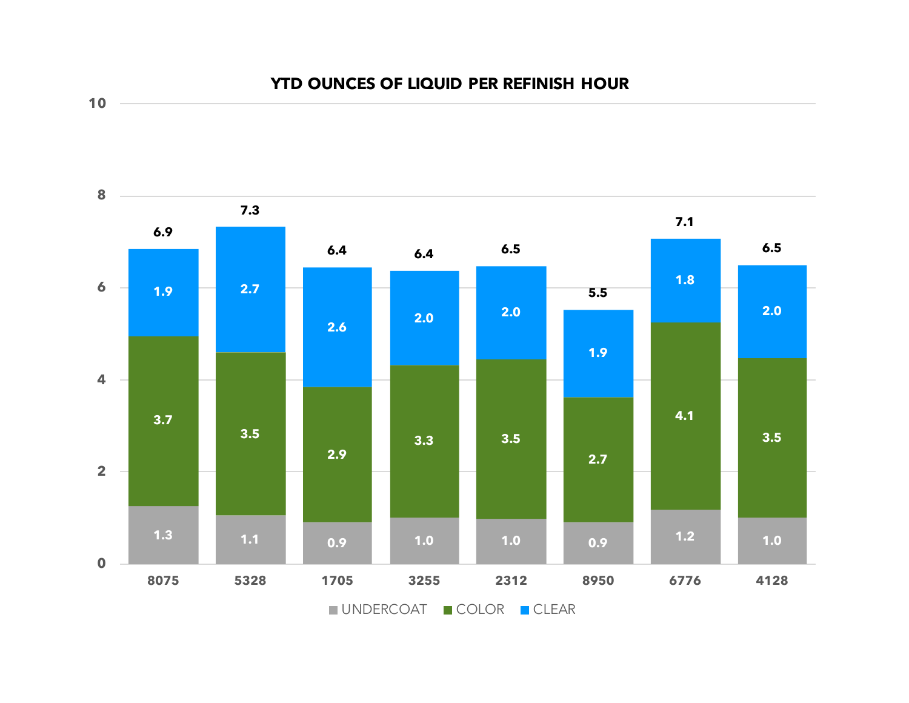## YTD OUNCES OF LIQUID PER REFINISH HOUR

| | 8075 | 5328 | 1705 | 3255 | 2312 | 8950 | 6776 | 4128 |
|---|---|---|---|---|---|---|---|---|
| UNDERCOAT | 1.3 | 1.1 | 0.9 | 1.0 | 1.0 | 0.9 | 1.2 | 1.0 |
| COLOR | 3.7 | 3.5 | 2.9 | 3.3 | 3.5 | 2.7 | 4.1 | 3.5 |
| CLEAR | 1.9 | 2.7 | 2.6 | 2.0 | 2.0 | 1.9 | 1.8 | 2.0 |
| Total | 6.9 | 7.3 | 6.4 | 6.4 | 6.5 | 5.5 | 7.1 | 6.5 |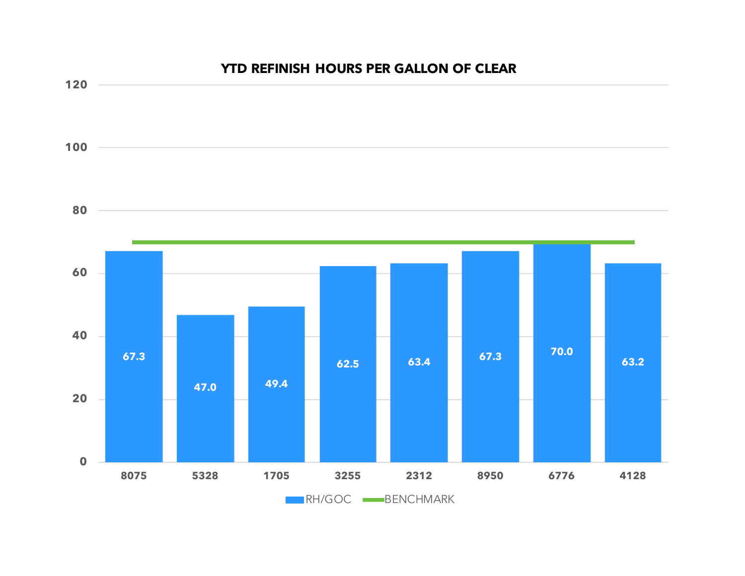YTD REFINISH HOURS PER GALLON OF CLEAR

120
100
80
60
40
20
0

67.3
47.0
49.4
62.5
63.4
67.3
70.0
63.2

8075
5328
1705
3255
2312
8950
6776
4128

RH/GOC
BENCHMARK